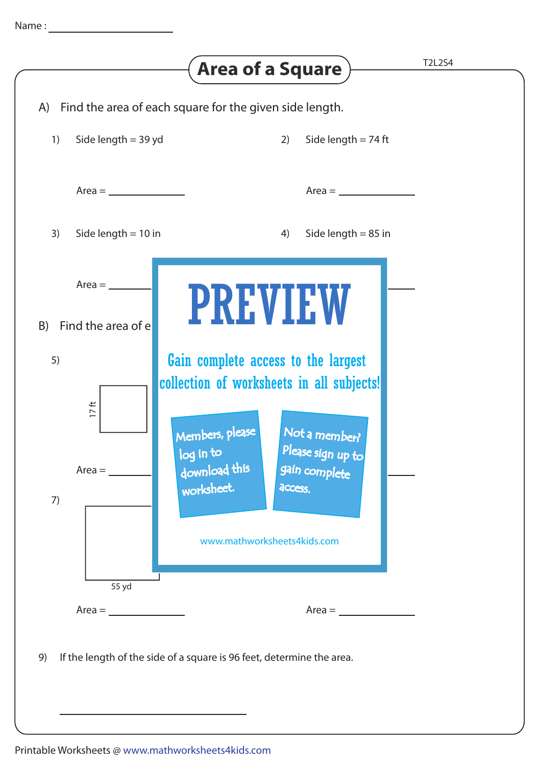Name : ____________________

# Area of a Square

T2L2S4

A) Find the area of each square for the given side length.

1) Side length = 39 yd

Area = ____________

2) Side length = 74 ft

Area = ____________

3) Side length = 10 in

Area = ____________

4) Side length = 85 in

B) Find the area of e

5)

17 ft

Area = ____________

7)

55 yd

Area = ____________

Area = ____________

PREVIEW

Gain complete access to the largest collection of worksheets in all subjects!

Members, please log in to download this worksheet.

Not a member? Please sign up to gain complete access.

www.mathworksheets4kids.com

9) If the length of the side of a square is 96 feet, determine the area.

________________________

Printable Worksheets @ www.mathworksheets4kids.com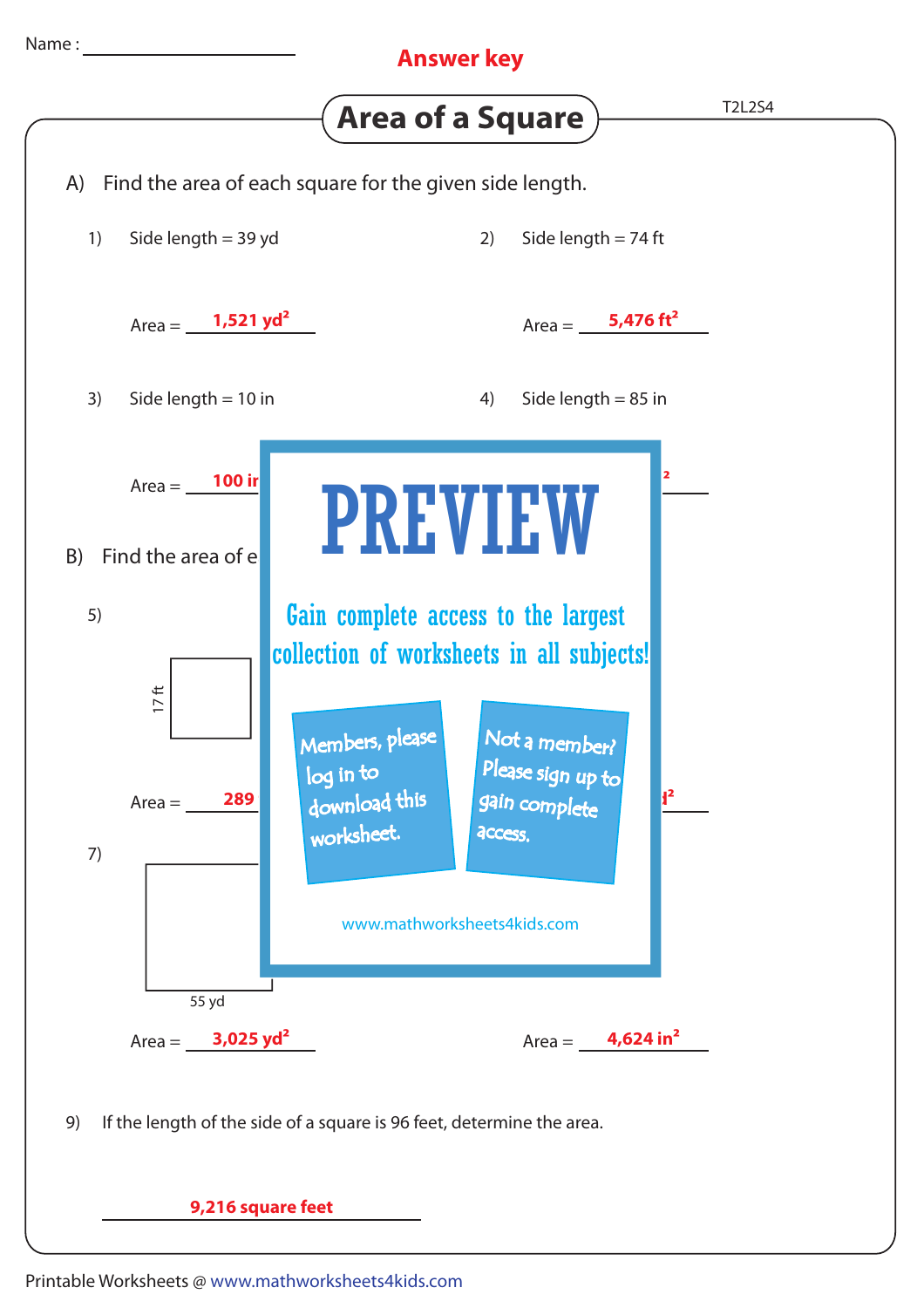Name : ______________

**Answer key**

# Area of a Square

T2L2S4

A) Find the area of each square for the given side length.

1) Side length = 39 yd

Area = **1,521 yd²**

2) Side length = 74 ft

Area = **5,476 ft²**

3) Side length = 10 in

Area = **100 ir**

4) Side length = 85 in

Area = **²**

B) Find the area of e

5)

17 ft

Area = **289**

**d²**

7)

55 yd

Area = **3,025 yd²**

Area = **4,624 in²**

9) If the length of the side of a square is 96 feet, determine the area.

**9,216 square feet**

PREVIEW

Gain complete access to the largest collection of worksheets in all subjects!

Members, please log in to download this worksheet.

Not a member? Please sign up to gain complete access.

www.mathworksheets4kids.com

Printable Worksheets @ www.mathworksheets4kids.com